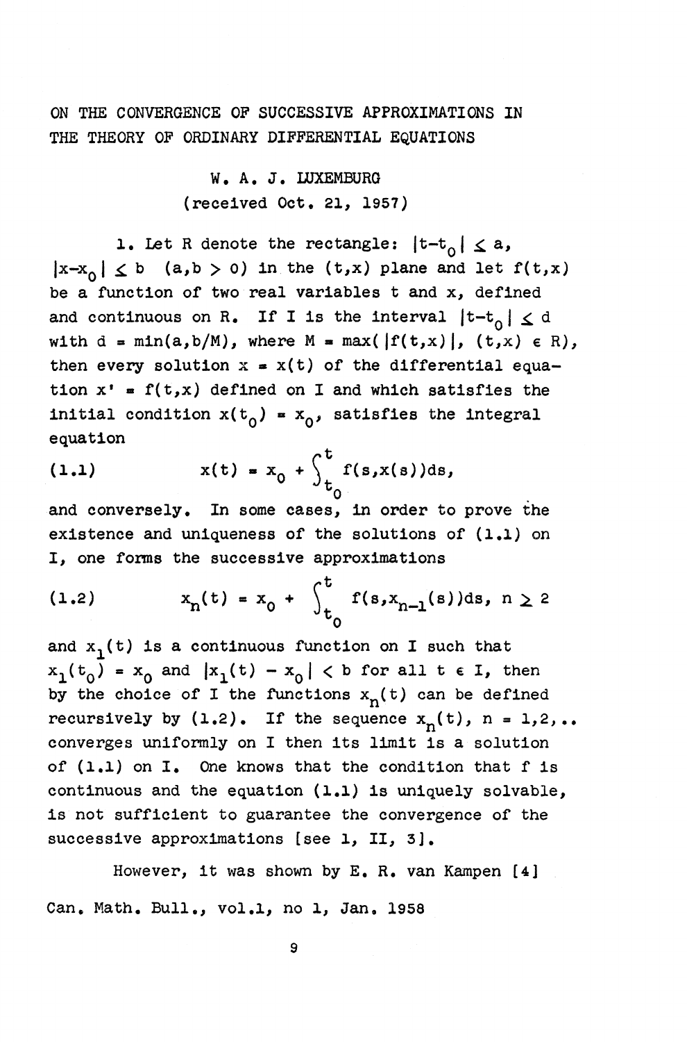# ON THE CONVERGENCE OF SUCCESSIVE APPROXIMATIONS IN THE THEORY OF ORDINARY DIFFERENTIAL EQUATIONS

W. A. J. LUXEMBURG

(received Oct. 21, 1957)

1. Let R denote the rectangle: $|t-t_0| \leq a$, $|x-x_0| \leq b$ $(a,b > 0)$ in the $(t,x)$ plane and let $f(t,x)$ be a function of two real variables t and x, defined and continuous on R. If I is the interval $|t-t_0| \leq d$ with $d = \min(a, b/M)$, where $M = \max(|f(t,x)|, (t,x) \in R)$, then every solution $x = x(t)$ of the differential equation $x' = f(t,x)$ defined on I and which satisfies the initial condition $x(t_0) = x_0$, satisfies the integral equation

$$(1.1) \qquad x(t) = x_0 + \int_{t_0}^{t} f(s,x(s))ds,$$

and conversely. In some cases, in order to prove the existence and uniqueness of the solutions of (1.1) on I, one forms the successive approximations

$$(1.2) \qquad x_n(t) = x_0 + \int_{t_0}^{t} f(s,x_{n-1}(s))ds, \; n \geq 2$$

and $x_1(t)$ is a continuous function on I such that $x_1(t_0) = x_0$ and $|x_1(t) - x_0| < b$ for all $t \in I$, then by the choice of I the functions $x_n(t)$ can be defined recursively by (1.2). If the sequence $x_n(t)$, $n = 1,2,..$ converges uniformly on I then its limit is a solution of (1.1) on I. One knows that the condition that f is continuous and the equation (1.1) is uniquely solvable, is not sufficient to guarantee the convergence of the successive approximations [see 1, II, 3].

However, it was shown by E. R. van Kampen [4]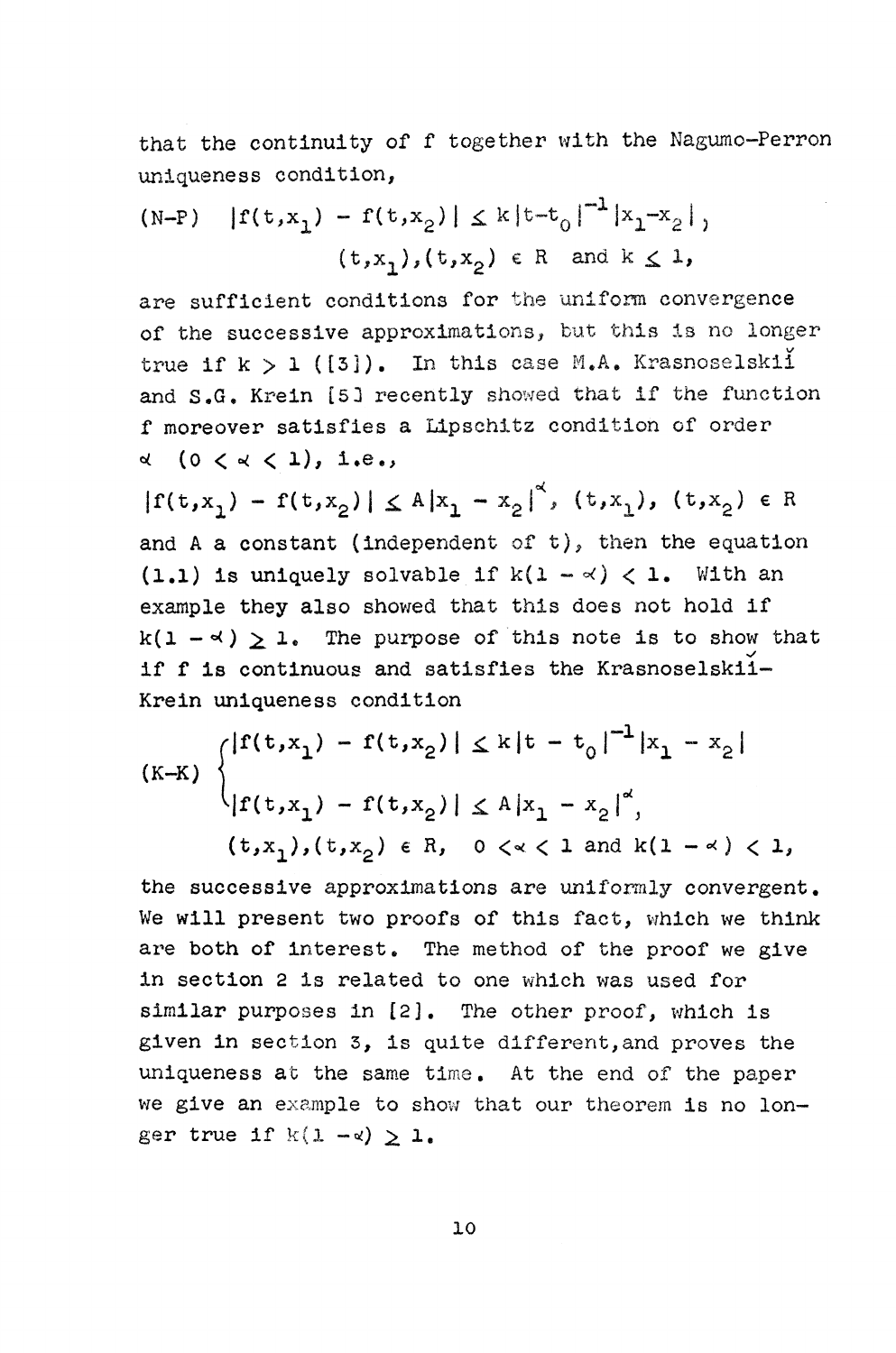that the continuity of f together with the Nagumo-Perron uniqueness condition,

$$\text{(N-P)} \quad |f(t,x_1) - f(t,x_2)| \leq k|t-t_0|^{-1}|x_1-x_2|, \quad (t,x_1),(t,x_2) \in R \text{ and } k \leq 1,$$

are sufficient conditions for the uniform convergence of the successive approximations, but this is no longer true if $k > 1$ ([3]). In this case M.A. Krasnoselskiǐ and S.G. Krein [5] recently showed that if the function f moreover satisfies a Lipschitz condition of order $\alpha$ $(0 < \alpha < 1)$, i.e.,

$$|f(t,x_1) - f(t,x_2)| \leq A|x_1 - x_2|^{\alpha}, \ (t,x_1), \ (t,x_2) \in R$$

and A a constant (independent of t), then the equation (1.1) is uniquely solvable if $k(1 - \alpha) < 1$. With an example they also showed that this does not hold if $k(1 - \alpha) \geq 1$. The purpose of this note is to show that if f is continuous and satisfies the Krasnoselskiǐ-Krein uniqueness condition

$$\text{(K-K)} \quad \begin{cases} |f(t,x_1) - f(t,x_2)| \leq k|t - t_0|^{-1}|x_1 - x_2| \\ |f(t,x_1) - f(t,x_2)| \leq A|x_1 - x_2|^{\alpha}, \end{cases}$$
$$(t,x_1),(t,x_2) \in R, \quad 0 < \alpha < 1 \text{ and } k(1 - \alpha) < 1,$$

the successive approximations are uniformly convergent. We will present two proofs of this fact, which we think are both of interest. The method of the proof we give in section 2 is related to one which was used for similar purposes in [2]. The other proof, which is given in section 3, is quite different, and proves the uniqueness at the same time. At the end of the paper we give an example to show that our theorem is no longer true if $k(1 - \alpha) \geq 1$.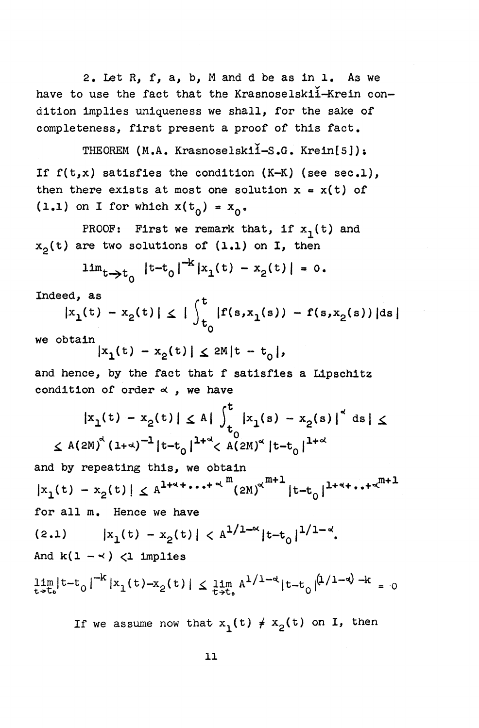2. Let R, f, a, b, M and d be as in 1. As we have to use the fact that the Krasnoselskiĭ-Krein condition implies uniqueness we shall, for the sake of completeness, first present a proof of this fact.

THEOREM (M.A. Krasnoselskiĭ-S.G. Krein[5]): If $f(t,x)$ satisfies the condition (K-K) (see sec.1), then there exists at most one solution $x = x(t)$ of (1.1) on I for which $x(t_0) = x_0$.

PROOF: First we remark that, if $x_1(t)$ and $x_2(t)$ are two solutions of (1.1) on I, then

$$\lim_{t \to t_0} |t-t_0|^{-k} |x_1(t) - x_2(t)| = 0.$$

Indeed, as

$$|x_1(t) - x_2(t)| \leq \left| \int_{t_0}^{t} |f(s,x_1(s)) - f(s,x_2(s))| ds \right|$$

we obtain

$$|x_1(t) - x_2(t)| \leq 2M|t - t_0|,$$

and hence, by the fact that f satisfies a Lipschitz condition of order $\alpha$, we have

$$|x_1(t) - x_2(t)| \leq A \left| \int_{t_0}^{t} |x_1(s) - x_2(s)|^{\alpha} ds \right| \leq$$
$$\leq A(2M)^{\alpha}(1+\alpha)^{-1}|t-t_0|^{1+\alpha} < A(2M)^{\alpha}|t-t_0|^{1+\alpha}$$

and by repeating this, we obtain

$$|x_1(t) - x_2(t)| \leq A^{1+\alpha+\cdots+\alpha^m}(2M)^{\alpha^{m+1}}|t-t_0|^{1+\alpha+\cdots+\alpha^{m+1}}$$

for all m. Hence we have

$$(2.1) \qquad |x_1(t) - x_2(t)| < A^{1/1-\alpha}|t-t_0|^{1/1-\alpha}.$$

And $k(1-\alpha) < 1$ implies

$$\lim_{t \to t_0} |t-t_0|^{-k}|x_1(t)-x_2(t)| \leq \lim_{t \to t_0} A^{1/1-\alpha}|t-t_0|^{(1/1-\alpha)-k} = 0$$

If we assume now that $x_1(t) \neq x_2(t)$ on I, then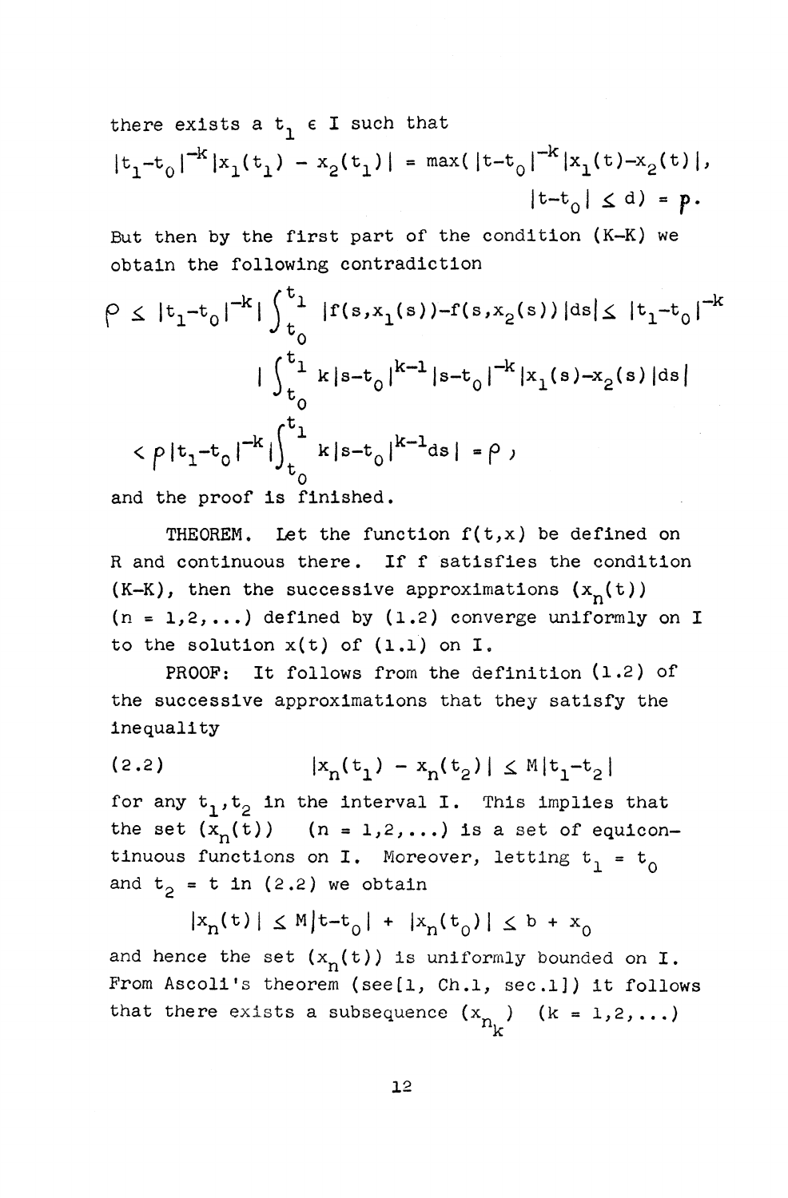there exists a $t_1 \in I$ such that

$$|t_1-t_0|^{-k}|x_1(t_1) - x_2(t_1)| = \max(|t-t_0|^{-k}|x_1(t)-x_2(t)|, \; |t-t_0| \leq d) = \rho.$$

But then by the first part of the condition (K-K) we obtain the following contradiction

$$\rho \leq |t_1-t_0|^{-k}\left|\int_{t_0}^{t_1} |f(s,x_1(s))-f(s,x_2(s))|ds\right| \leq |t_1-t_0|^{-k} \left|\int_{t_0}^{t_1} k|s-t_0|^{k-1}|s-t_0|^{-k}|x_1(s)-x_2(s)|ds\right|$$

$$< \rho|t_1-t_0|^{-k}\left|\int_{t_0}^{t_1} k|s-t_0|^{k-1}ds\right| = \rho,$$

and the proof is finished.

THEOREM. Let the function $f(t,x)$ be defined on $R$ and continuous there. If $f$ satisfies the condition (K-K), then the successive approximations $(x_n(t))$ $(n = 1,2,\ldots)$ defined by (1.2) converge uniformly on $I$ to the solution $x(t)$ of (1.1) on $I$.

PROOF: It follows from the definition (1.2) of the successive approximations that they satisfy the inequality

$$(2.2) \qquad |x_n(t_1) - x_n(t_2)| \leq M|t_1-t_2|$$

for any $t_1, t_2$ in the interval $I$. This implies that the set $(x_n(t))$ $(n = 1,2,\ldots)$ is a set of equicontinuous functions on $I$. Moreover, letting $t_1 = t_0$ and $t_2 = t$ in (2.2) we obtain

$$|x_n(t)| \leq M|t-t_0| + |x_n(t_0)| \leq b + x_0$$

and hence the set $(x_n(t))$ is uniformly bounded on $I$. From Ascoli's theorem (see[1, Ch.1, sec.1]) it follows that there exists a subsequence $(x_{n_k})$ $(k = 1,2,\ldots)$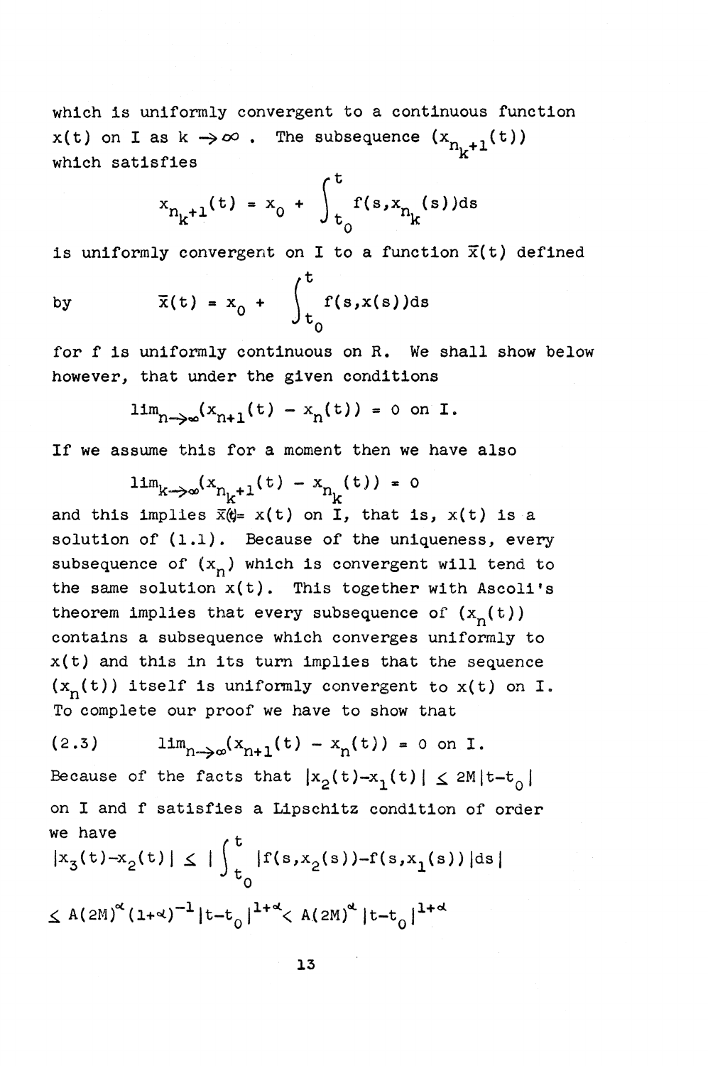which is uniformly convergent to a continuous function $x(t)$ on I as $k \to \infty$. The subsequence $(x_{n_k+1}(t))$ which satisfies

$$x_{n_k+1}(t) = x_0 + \int_{t_0}^{t} f(s, x_{n_k}(s))ds$$

is uniformly convergent on I to a function $\bar{x}(t)$ defined

by $$\bar{x}(t) = x_0 + \int_{t_0}^{t} f(s, x(s))ds$$

for f is uniformly continuous on R. We shall show below however, that under the given conditions

$$\lim_{n\to\infty}(x_{n+1}(t) - x_n(t)) = 0 \text{ on I.}$$

If we assume this for a moment then we have also

$$\lim_{k\to\infty}(x_{n_k+1}(t) - x_{n_k}(t)) = 0$$

and this implies $\bar{x}(t) = x(t)$ on I, that is, $x(t)$ is a solution of (1.1). Because of the uniqueness, every subsequence of $(x_n)$ which is convergent will tend to the same solution $x(t)$. This together with Ascoli's theorem implies that every subsequence of $(x_n(t))$ contains a subsequence which converges uniformly to $x(t)$ and this in its turn implies that the sequence $(x_n(t))$ itself is uniformly convergent to $x(t)$ on I. To complete our proof we have to show that

$$\lim_{n\to\infty}(x_{n+1}(t) - x_n(t)) = 0 \text{ on I.} \tag{2.3}$$

Because of the facts that $|x_2(t) - x_1(t)| \leq 2M|t-t_0|$ on I and f satisfies a Lipschitz condition of order we have

$$|x_3(t)-x_2(t)| \leq \left|\int_{t_0}^{t} |f(s,x_2(s))-f(s,x_1(s))|ds\right|$$

$$\leq A(2M)^{\alpha}(1+\alpha)^{-1}|t-t_0|^{1+\alpha} < A(2M)^{\alpha}|t-t_0|^{1+\alpha}$$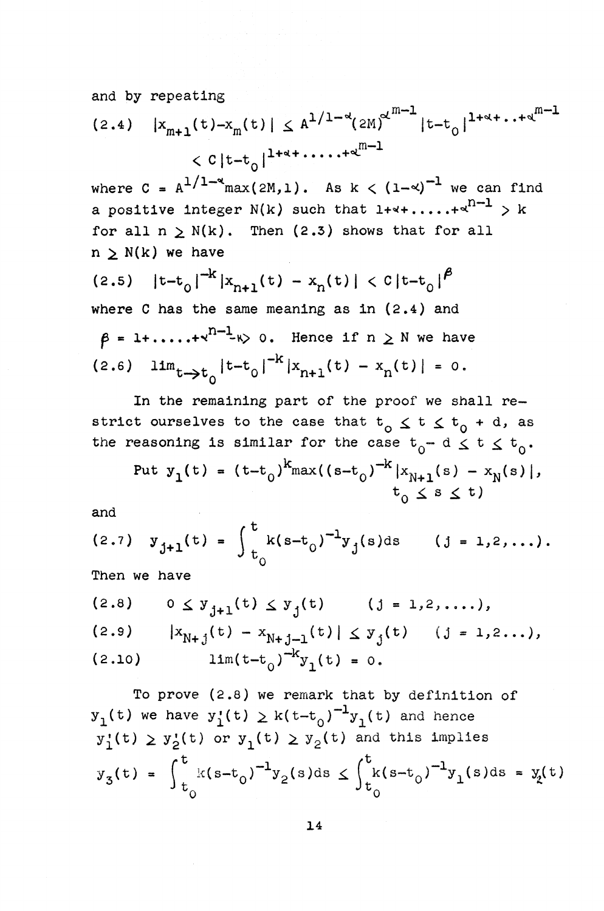and by repeating

$$(2.4) \quad |x_{m+1}(t)-x_m(t)| \leq A^{1/1-\alpha}(2M)^{\alpha^{m-1}} |t-t_0|^{1+\alpha+..+\alpha^{m-1}}$$

$$< C|t-t_0|^{1+\alpha+.....+\alpha^{m-1}}$$

where $C = A^{1/1-\alpha}\max(2M,1)$. As $k < (1-\alpha)^{-1}$ we can find a positive integer $N(k)$ such that $1+\alpha+.....+\alpha^{n-1} > k$ for all $n \geq N(k)$. Then (2.3) shows that for all $n \geq N(k)$ we have

$$(2.5) \quad |t-t_0|^{-k}|x_{n+1}(t) - x_n(t)| < C|t-t_0|^{\beta}$$

where $C$ has the same meaning as in (2.4) and

$\beta = 1+.....+\alpha^{n-1}-k > 0$. Hence if $n \geq N$ we have

$$(2.6) \quad \lim_{t \to t_0} |t-t_0|^{-k}|x_{n+1}(t) - x_n(t)| = 0.$$

In the remaining part of the proof we shall restrict ourselves to the case that $t_0 \leq t \leq t_0 + d$, as the reasoning is similar for the case $t_0 - d \leq t \leq t_0$.

Put $y_1(t) = (t-t_0)^k \max((s-t_0)^{-k}|x_{N+1}(s) - x_N(s)|, \; t_0 \leq s \leq t)$

and

$$(2.7) \quad y_{j+1}(t) = \int_{t_0}^{t} k(s-t_0)^{-1}y_j(s)ds \qquad (j = 1,2,...).$$

Then we have

$$(2.8) \qquad 0 \leq y_{j+1}(t) \leq y_j(t) \qquad (j = 1,2,....),$$

$$(2.9) \qquad |x_{N+j}(t) - x_{N+j-1}(t)| \leq y_j(t) \qquad (j = 1,2...),$$

$$(2.10) \qquad \lim(t-t_0)^{-k}y_1(t) = 0.$$

To prove (2.8) we remark that by definition of $y_1(t)$ we have $y_1'(t) \geq k(t-t_0)^{-1}y_1(t)$ and hence $y_1'(t) \geq y_2'(t)$ or $y_1(t) \geq y_2(t)$ and this implies

$$y_3(t) = \int_{t_0}^{t} k(s-t_0)^{-1}y_2(s)ds \leq \int_{t_0}^{t} k(s-t_0)^{-1}y_1(s)ds = y_2(t)$$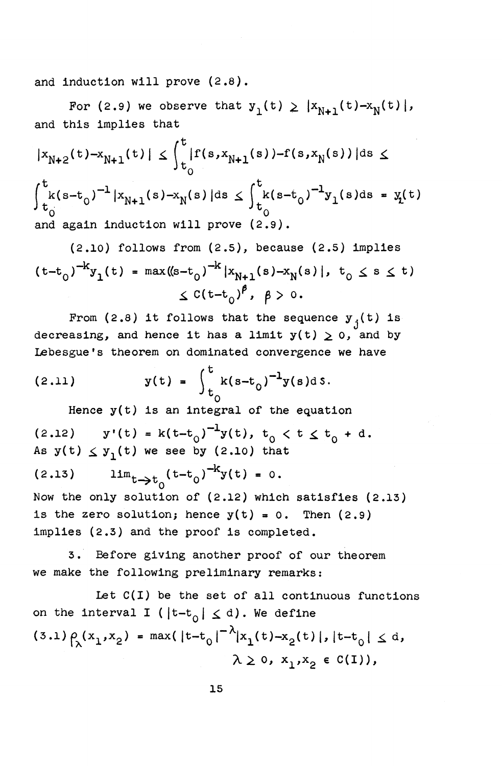and induction will prove (2.8).

For (2.9) we observe that $y_1(t) \geq |x_{N+1}(t)-x_N(t)|$, and this implies that

$$|x_{N+2}(t)-x_{N+1}(t)| \leq \int_{t_0}^{t} |f(s,x_{N+1}(s))-f(s,x_N(s))|ds \leq$$

$$\int_{t_0}^{t} k(s-t_0)^{-1}|x_{N+1}(s)-x_N(s)|ds \leq \int_{t_0}^{t} k(s-t_0)^{-1}y_1(s)ds = y_2(t)$$

and again induction will prove (2.9).

(2.10) follows from (2.5), because (2.5) implies

$$(t-t_0)^{-k}y_1(t) = \max((s-t_0)^{-k}|x_{N+1}(s)-x_N(s)|,\ t_0 \leq s \leq t)$$
$$\leq C(t-t_0)^{\beta},\ \beta > 0.$$

From (2.8) it follows that the sequence $y_j(t)$ is decreasing, and hence it has a limit $y(t) \geq 0$, and by Lebesgue's theorem on dominated convergence we have

$$(2.11) \qquad y(t) = \int_{t_0}^{t} k(s-t_0)^{-1}y(s)ds.$$

Hence $y(t)$ is an integral of the equation

$$(2.12) \qquad y'(t) = k(t-t_0)^{-1}y(t),\ t_0 < t \leq t_0 + d.$$

As $y(t) \leq y_1(t)$ we see by (2.10) that

$$(2.13) \qquad \lim_{t \to t_0}(t-t_0)^{-k}y(t) = 0.$$

Now the only solution of (2.12) which satisfies (2.13) is the zero solution; hence $y(t) = 0$. Then (2.9) implies (2.3) and the proof is completed.

3. Before giving another proof of our theorem we make the following preliminary remarks:

Let $C(I)$ be the set of all continuous functions on the interval $I$ ($|t-t_0| \leq d$). We define

$$(3.1)\ \rho_\lambda(x_1,x_2) = \max(|t-t_0|^{-\lambda}|x_1(t)-x_2(t)|,\ |t-t_0| \leq d,$$
$$\lambda \geq 0,\ x_1,x_2 \in C(I)),$$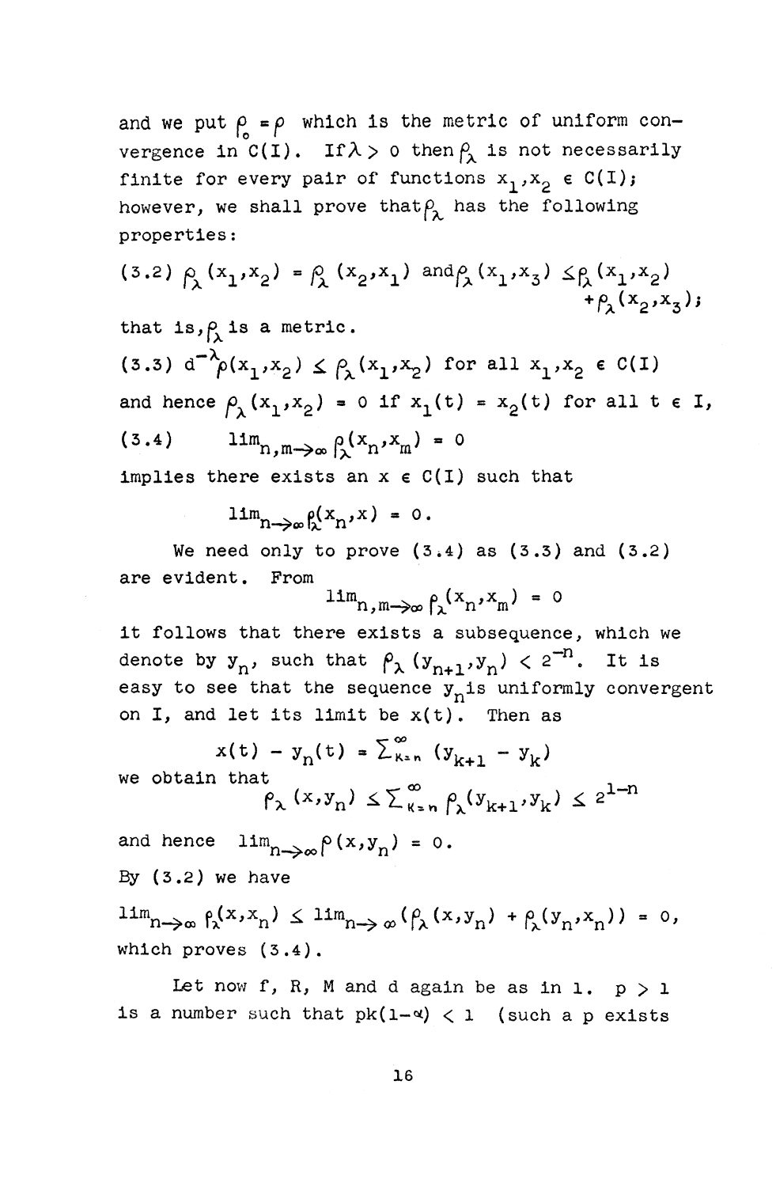and we put $\rho_0 = \rho$ which is the metric of uniform convergence in $C(I)$. If $\lambda > 0$ then $\rho_\lambda$ is not necessarily finite for every pair of functions $x_1, x_2 \in C(I)$; however, we shall prove that $\rho_\lambda$ has the following properties:

(3.2) $\rho_\lambda(x_1,x_2) = \rho_\lambda(x_2,x_1)$ and $\rho_\lambda(x_1,x_3) \leq \rho_\lambda(x_1,x_2) + \rho_\lambda(x_2,x_3)$;

that is, $\rho_\lambda$ is a metric.

(3.3) $d^{-\lambda}\rho(x_1,x_2) \leq \rho_\lambda(x_1,x_2)$ for all $x_1,x_2 \in C(I)$

and hence $\rho_\lambda(x_1,x_2) = 0$ if $x_1(t) = x_2(t)$ for all $t \in I$,

(3.4) $\quad \lim_{n,m\to\infty} \rho_\lambda(x_n,x_m) = 0$

implies there exists an $x \in C(I)$ such that

$$\lim_{n\to\infty} \rho_\lambda(x_n,x) = 0.$$

We need only to prove (3.4) as (3.3) and (3.2) are evident. From

$$\lim_{n,m\to\infty} \rho_\lambda(x_n,x_m) = 0$$

it follows that there exists a subsequence, which we denote by $y_n$, such that $\rho_\lambda(y_{n+1},y_n) < 2^{-n}$. It is easy to see that the sequence $y_n$ is uniformly convergent on $I$, and let its limit be $x(t)$. Then as

$$x(t) - y_n(t) = \sum_{k=n}^{\infty} (y_{k+1} - y_k)$$

we obtain that

$$\rho_\lambda(x,y_n) \leq \sum_{k=n}^{\infty} \rho_\lambda(y_{k+1},y_k) \leq 2^{1-n}$$

and hence $\lim_{n\to\infty} \rho(x,y_n) = 0$.

By (3.2) we have

$$\lim_{n\to\infty} \rho_\lambda(x,x_n) \leq \lim_{n\to\infty} (\rho_\lambda(x,y_n) + \rho_\lambda(y_n,x_n)) = 0,$$

which proves (3.4).

Let now $f$, $R$, $M$ and $d$ again be as in 1. $p > 1$ is a number such that $pk(1-\alpha) < 1$ (such a $p$ exists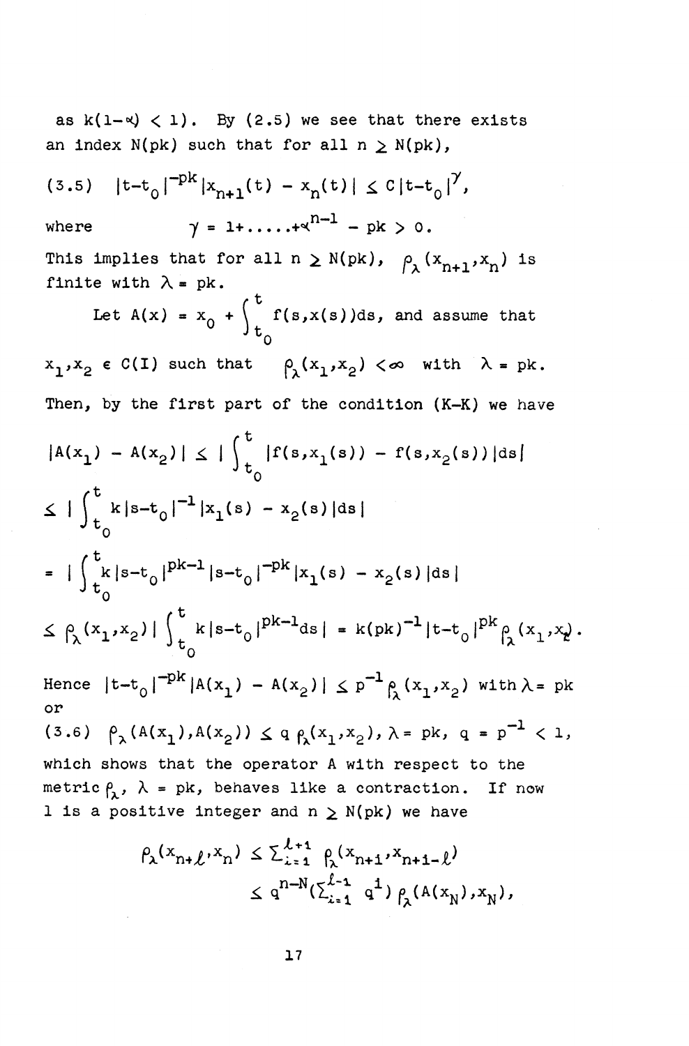as $k(1-\alpha) < 1$). By (2.5) we see that there exists an index $N(pk)$ such that for all $n \geq N(pk)$,

$$(3.5) \quad |t-t_0|^{-pk}|x_{n+1}(t) - x_n(t)| \leq C|t-t_0|^{\gamma},$$

where $\qquad \gamma = 1+\ldots\ldots+\alpha^{n-1} - pk > 0.$

This implies that for all $n \geq N(pk)$, $\rho_\lambda(x_{n+1},x_n)$ is finite with $\lambda = pk$.

Let $A(x) = x_0 + \int_{t_0}^{t} f(s,x(s))ds$, and assume that $x_1,x_2 \in C(I)$ such that $\rho_\lambda(x_1,x_2) < \infty$ with $\lambda = pk$.

Then, by the first part of the condition (K-K) we have

$$|A(x_1) - A(x_2)| \leq \left|\int_{t_0}^{t} |f(s,x_1(s)) - f(s,x_2(s))|ds\right|$$

$$\leq \left|\int_{t_0}^{t} k|s-t_0|^{-1}|x_1(s) - x_2(s)|ds\right|$$

$$= \left|\int_{t_0}^{t} k|s-t_0|^{pk-1}|s-t_0|^{-pk}|x_1(s) - x_2(s)|ds\right|$$

$$\leq \rho_\lambda(x_1,x_2)\left|\int_{t_0}^{t} k|s-t_0|^{pk-1}ds\right| = k(pk)^{-1}|t-t_0|^{pk}\rho_\lambda(x_1,x_2).$$

Hence $|t-t_0|^{-pk}|A(x_1) - A(x_2)| \leq p^{-1}\rho_\lambda(x_1,x_2)$ with $\lambda = pk$ or

$$(3.6) \quad \rho_\lambda(A(x_1),A(x_2)) \leq q\,\rho_\lambda(x_1,x_2),\ \lambda = pk,\ q = p^{-1} < 1,$$

which shows that the operator $A$ with respect to the metric $\rho_\lambda$, $\lambda = pk$, behaves like a contraction. If now $l$ is a positive integer and $n \geq N(pk)$ we have

$$\rho_\lambda(x_{n+\ell},x_n) \leq \sum_{i=1}^{\ell+1} \rho_\lambda(x_{n+i},x_{n+i-\ell})$$
$$\leq q^{n-N}\left(\sum_{i=1}^{\ell-1} q^i\right)\rho_\lambda(A(x_N),x_N),$$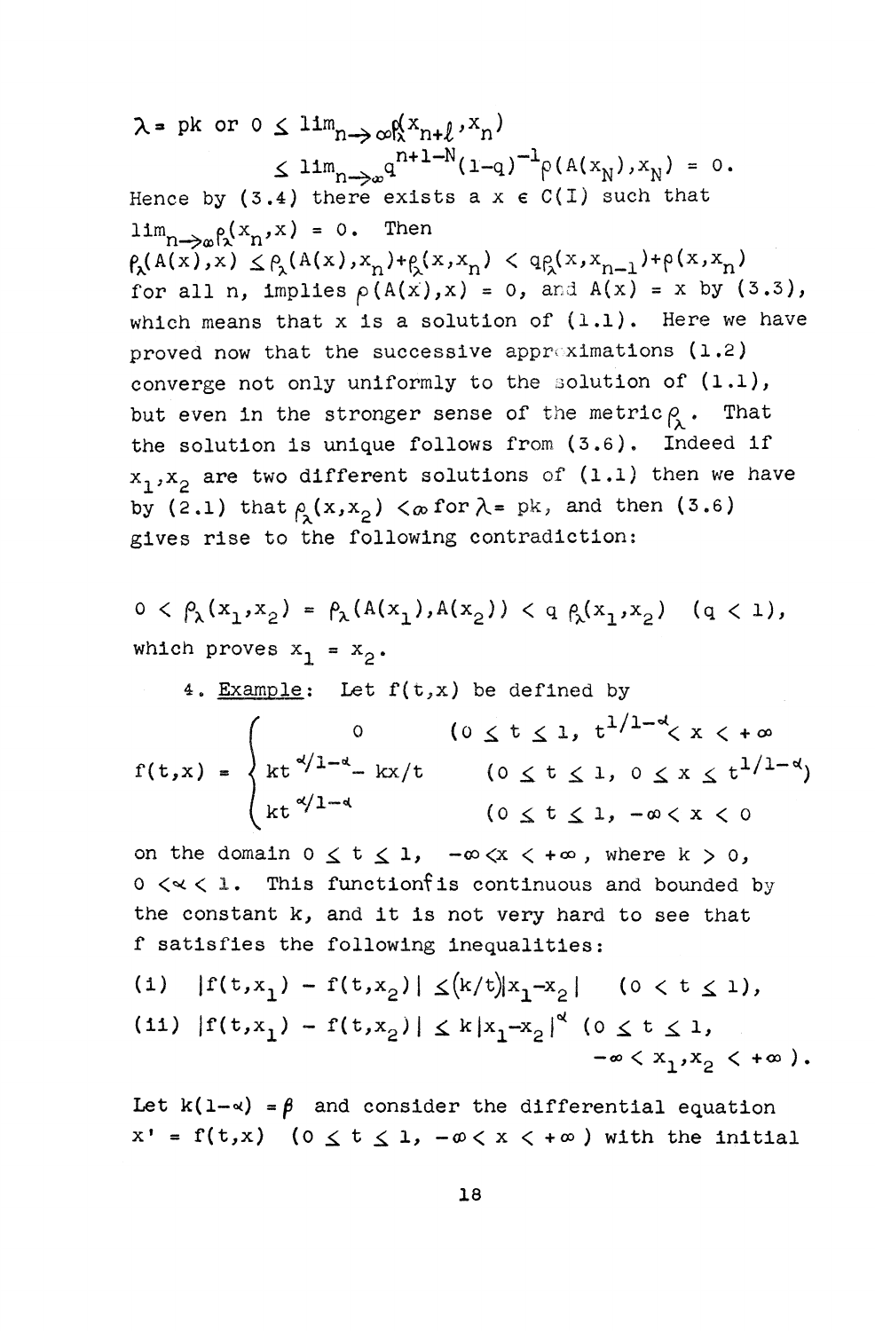$\lambda = pk$ or $0 \leq \lim_{n\to\infty}\rho_\lambda(x_{n+\ell},x_n)$

$$\leq \lim_{n\to\infty} q^{n+1-N}(1-q)^{-1}\rho(A(x_N),x_N) = 0.$$

Hence by (3.4) there exists a $x \in C(I)$ such that $\lim_{n\to\infty}\rho_\lambda(x_n,x) = 0$. Then

$\rho_\lambda(A(x),x) \leq \rho_\lambda(A(x),x_n)+\rho_\lambda(x,x_n) < q\rho_\lambda(x,x_{n-1})+\rho(x,x_n)$ for all n, implies $\rho(A(x),x) = 0$, and $A(x) = x$ by (3.3), which means that x is a solution of (1.1). Here we have proved now that the successive approximations (1.2) converge not only uniformly to the solution of (1.1), but even in the stronger sense of the metric $\rho_\lambda$. That the solution is unique follows from (3.6). Indeed if $x_1,x_2$ are two different solutions of (1.1) then we have by (2.1) that $\rho_\lambda(x,x_2) < \infty$ for $\lambda = pk$, and then (3.6) gives rise to the following contradiction:

$$0 < \rho_\lambda(x_1,x_2) = \rho_\lambda(A(x_1),A(x_2)) < q\,\rho_\lambda(x_1,x_2) \quad (q < 1),$$

which proves $x_1 = x_2$.

4. Example: Let $f(t,x)$ be defined by

$$f(t,x) = \begin{cases} 0 & (0 \leq t \leq 1,\ t^{1/1-\alpha} < x < +\infty \\ kt^{\alpha/1-\alpha} - kx/t & (0 \leq t \leq 1,\ 0 \leq x \leq t^{1/1-\alpha}) \\ kt^{\alpha/1-\alpha} & (0 \leq t \leq 1,\ -\infty < x < 0 \end{cases}$$

on the domain $0 \leq t \leq 1$, $-\infty < x < +\infty$, where $k > 0$, $0 < \alpha < 1$. This function $f$ is continuous and bounded by the constant k, and it is not very hard to see that f satisfies the following inequalities:

(i) $|f(t,x_1) - f(t,x_2)| \leq (k/t)|x_1-x_2| \quad (0 < t \leq 1)$,

(ii) $|f(t,x_1) - f(t,x_2)| \leq k|x_1-x_2|^\alpha \quad (0 \leq t \leq 1, \ -\infty < x_1,x_2 < +\infty)$.

Let $k(1-\alpha) = \beta$ and consider the differential equation $x' = f(t,x)$ $(0 \leq t \leq 1, -\infty < x < +\infty)$ with the initial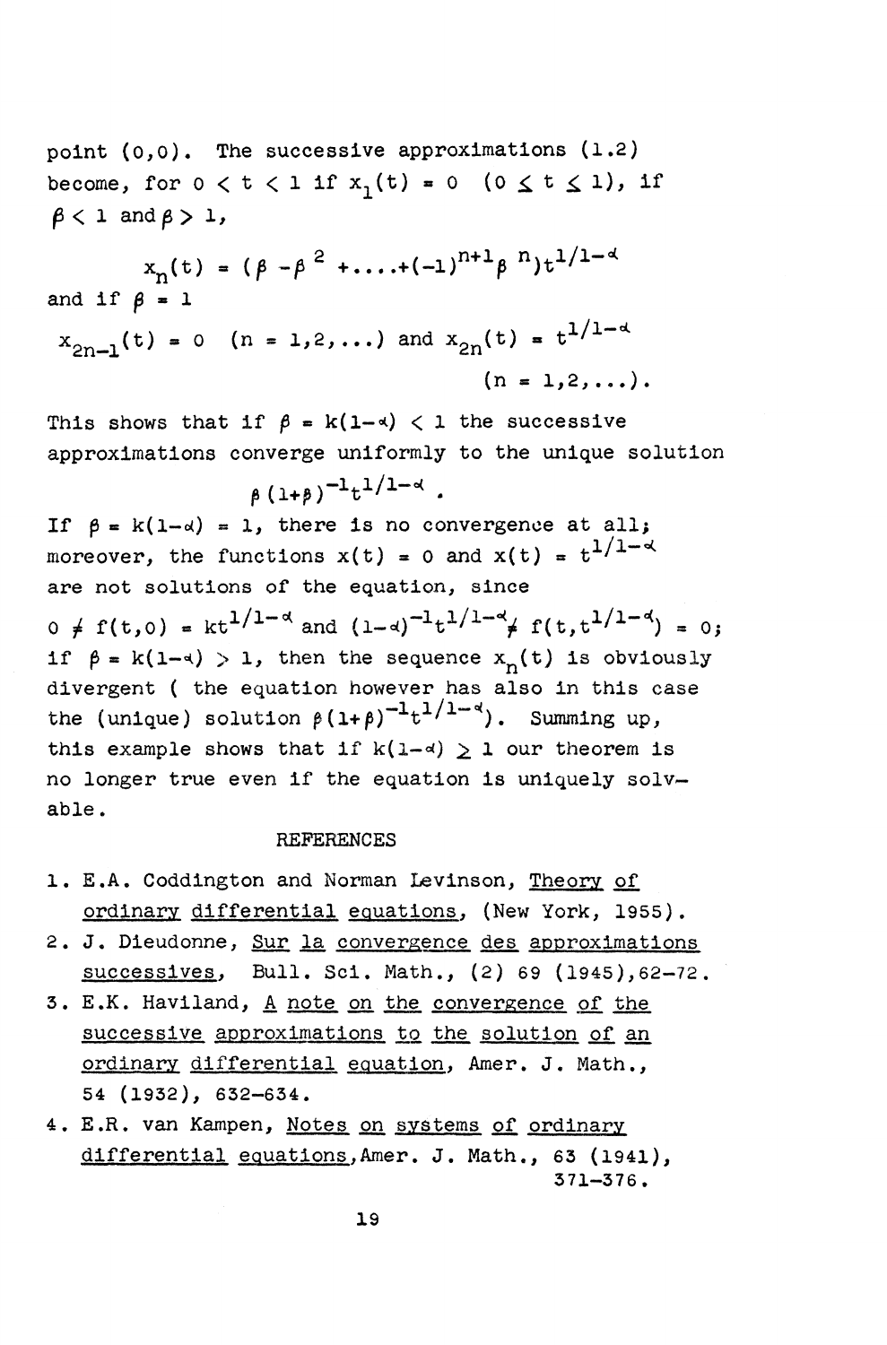point $(0,0)$. The successive approximations (1.2) become, for $0 < t < 1$ if $x_1(t) = 0$ $(0 \leq t \leq 1)$, if $\beta < 1$ and $\beta > 1$,

$$x_n(t) = (\beta - \beta^2 + \dots + (-1)^{n+1}\beta^n)t^{1/1-\alpha}$$

and if $\beta = 1$

$$x_{2n-1}(t) = 0 \quad (n = 1,2,\dots) \text{ and } x_{2n}(t) = t^{1/1-\alpha} \quad (n = 1,2,\dots).$$

This shows that if $\beta = k(1-\alpha) < 1$ the successive approximations converge uniformly to the unique solution

$$\beta(1+\beta)^{-1}t^{1/1-\alpha}.$$

If $\beta = k(1-\alpha) = 1$, there is no convergence at all; moreover, the functions $x(t) = 0$ and $x(t) = t^{1/1-\alpha}$ are not solutions of the equation, since $0 \neq f(t,0) = kt^{1/1-\alpha}$ and $(1-\alpha)^{-1}t^{1/1-\alpha} \neq f(t,t^{1/1-\alpha}) = 0$; if $\beta = k(1-\alpha) > 1$, then the sequence $x_n(t)$ is obviously divergent ( the equation however has also in this case the (unique) solution $\beta(1+\beta)^{-1}t^{1/1-\alpha}$). Summing up, this example shows that if $k(1-\alpha) \geq 1$ our theorem is no longer true even if the equation is uniquely solvable.

## REFERENCES

1. E.A. Coddington and Norman Levinson, Theory of ordinary differential equations, (New York, 1955).
2. J. Dieudonne, Sur la convergence des approximations successives, Bull. Sci. Math., (2) 69 (1945), 62-72.
3. E.K. Haviland, A note on the convergence of the successive approximations to the solution of an ordinary differential equation, Amer. J. Math., 54 (1932), 632-634.
4. E.R. van Kampen, Notes on systems of ordinary differential equations, Amer. J. Math., 63 (1941), 371-376.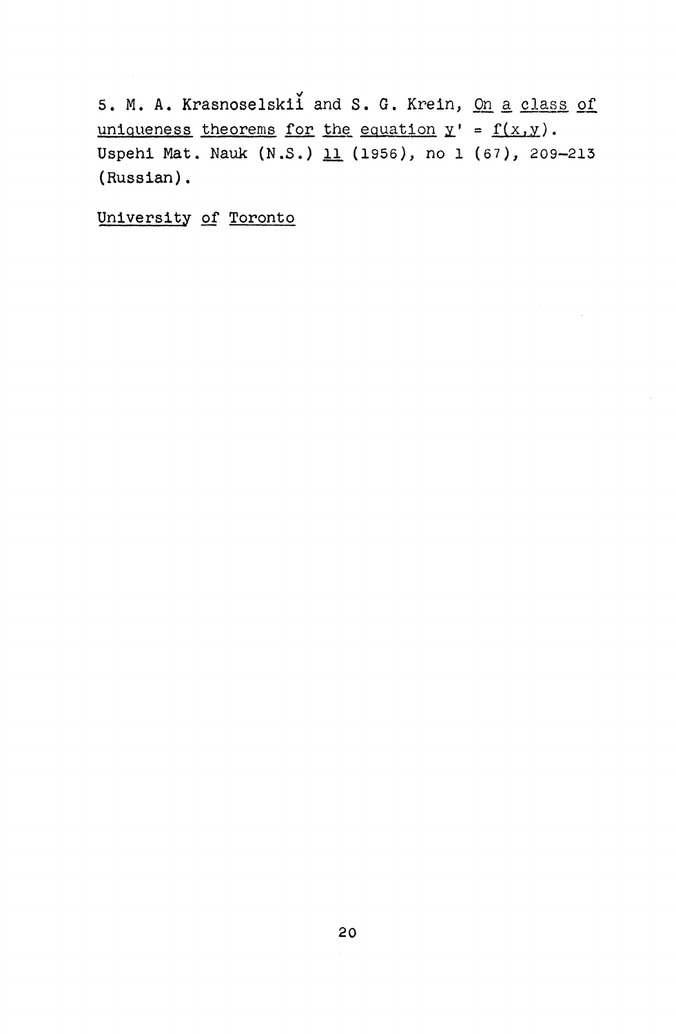5. M. A. Krasnoselskiǐ and S. G. Krein, _On a class of uniqueness theorems for the equation_ $y' = f(x,y)$. Uspehi Mat. Nauk (N.S.) _11_ (1956), no 1 (67), 209–213 (Russian).

_University of Toronto_